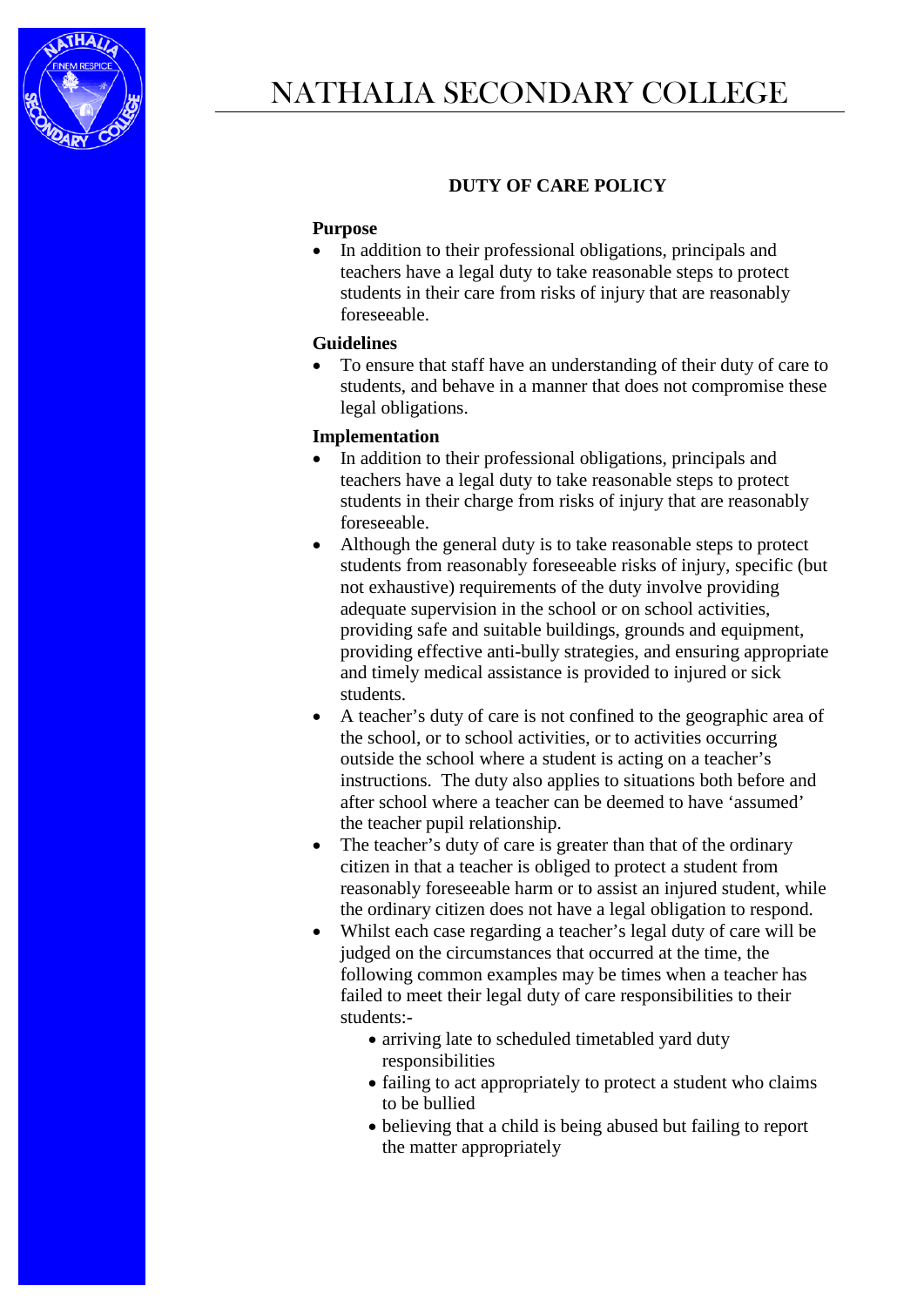# NATHALIA SECONDARY COLLEGE

## DUTY OF CARE POLICY

**Purpose**

- In addition to their professional obligations, principals and teachers have a legal duty to take reasonable steps to protect students in their care from risks of injury that are reasonably foreseeable.

**Guidelines**

- To ensure that staff have an understanding of their duty of care to students, and behave in a manner that does not compromise these legal obligations.

**Implementation**

- In addition to their professional obligations, principals and teachers have a legal duty to take reasonable steps to protect students in their charge from risks of injury that are reasonably foreseeable.
- Although the general duty is to take reasonable steps to protect students from reasonably foreseeable risks of injury, specific (but not exhaustive) requirements of the duty involve providing adequate supervision in the school or on school activities, providing safe and suitable buildings, grounds and equipment, providing effective anti-bully strategies, and ensuring appropriate and timely medical assistance is provided to injured or sick students.
- A teacher's duty of care is not confined to the geographic area of the school, or to school activities, or to activities occurring outside the school where a student is acting on a teacher's instructions. The duty also applies to situations both before and after school where a teacher can be deemed to have 'assumed' the teacher pupil relationship.
- The teacher's duty of care is greater than that of the ordinary citizen in that a teacher is obliged to protect a student from reasonably foreseeable harm or to assist an injured student, while the ordinary citizen does not have a legal obligation to respond.
- Whilst each case regarding a teacher's legal duty of care will be judged on the circumstances that occurred at the time, the following common examples may be times when a teacher has failed to meet their legal duty of care responsibilities to their students:-
  - arriving late to scheduled timetabled yard duty responsibilities
  - failing to act appropriately to protect a student who claims to be bullied
  - believing that a child is being abused but failing to report the matter appropriately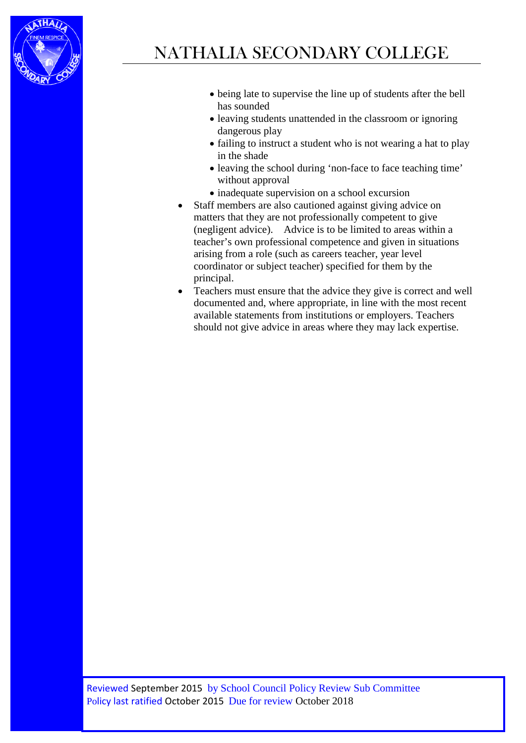- being late to supervise the line up of students after the bell has sounded
  - leaving students unattended in the classroom or ignoring dangerous play
  - failing to instruct a student who is not wearing a hat to play in the shade
  - leaving the school during 'non-face to face teaching time' without approval
  - inadequate supervision on a school excursion

- Staff members are also cautioned against giving advice on matters that they are not professionally competent to give (negligent advice). Advice is to be limited to areas within a teacher's own professional competence and given in situations arising from a role (such as careers teacher, year level coordinator or subject teacher) specified for them by the principal.
- Teachers must ensure that the advice they give is correct and well documented and, where appropriate, in line with the most recent available statements from institutions or employers. Teachers should not give advice in areas where they may lack expertise.

Reviewed September 2015 by School Council Policy Review Sub Committee
Policy last ratified October 2015 Due for review October 2018